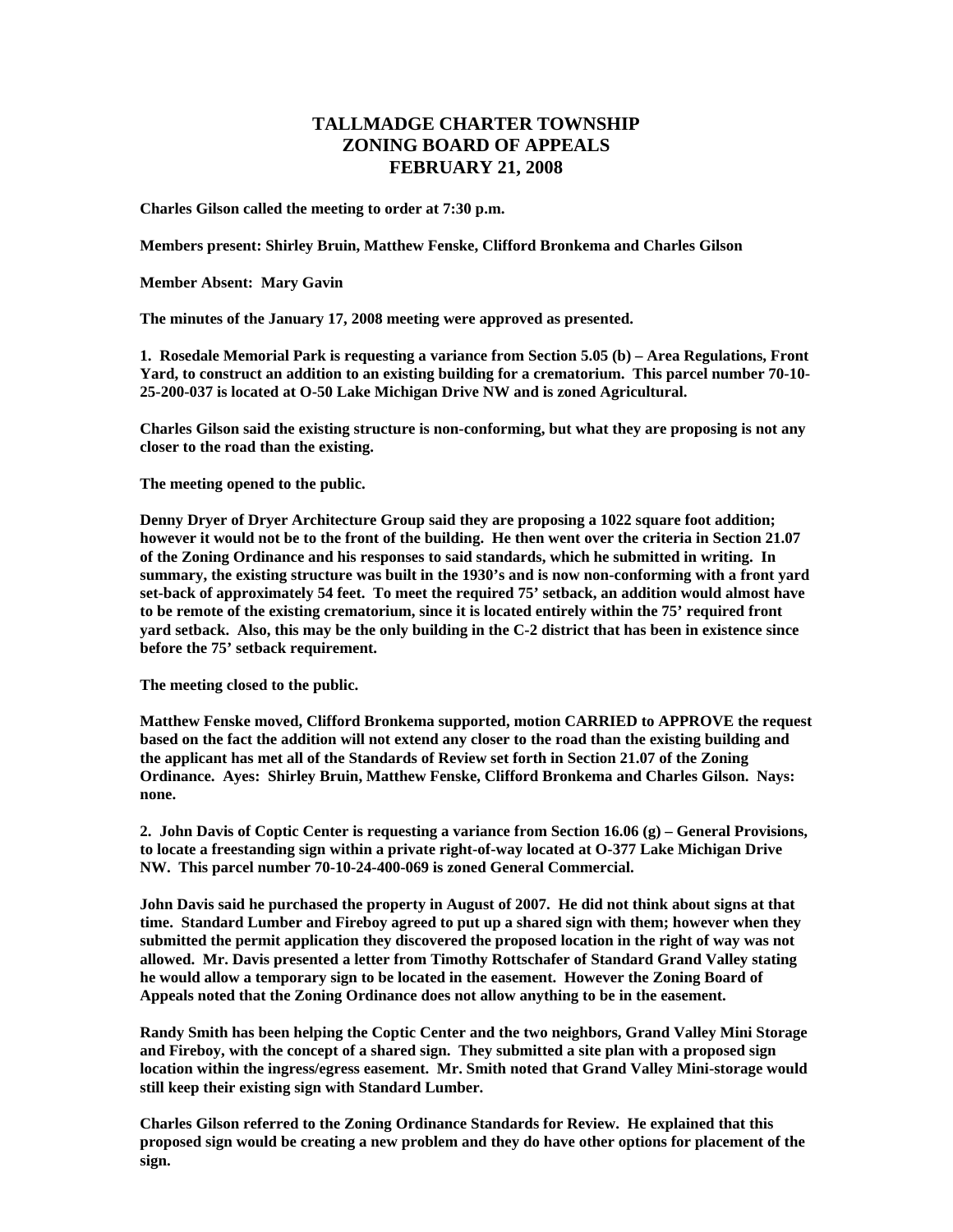# TALLMADGE CHARTER TOWNSHIP
# ZONING BOARD OF APPEALS
# FEBRUARY 21, 2008

**Charles Gilson called the meeting to order at 7:30 p.m.**

**Members present: Shirley Bruin, Matthew Fenske, Clifford Bronkema and Charles Gilson**

**Member Absent: Mary Gavin**

**The minutes of the January 17, 2008 meeting were approved as presented.**

**1. Rosedale Memorial Park is requesting a variance from Section 5.05 (b) – Area Regulations, Front Yard, to construct an addition to an existing building for a crematorium. This parcel number 70-10-25-200-037 is located at O-50 Lake Michigan Drive NW and is zoned Agricultural.**

**Charles Gilson said the existing structure is non-conforming, but what they are proposing is not any closer to the road than the existing.**

**The meeting opened to the public.**

**Denny Dryer of Dryer Architecture Group said they are proposing a 1022 square foot addition; however it would not be to the front of the building. He then went over the criteria in Section 21.07 of the Zoning Ordinance and his responses to said standards, which he submitted in writing. In summary, the existing structure was built in the 1930's and is now non-conforming with a front yard set-back of approximately 54 feet. To meet the required 75' setback, an addition would almost have to be remote of the existing crematorium, since it is located entirely within the 75' required front yard setback. Also, this may be the only building in the C-2 district that has been in existence since before the 75' setback requirement.**

**The meeting closed to the public.**

**Matthew Fenske moved, Clifford Bronkema supported, motion CARRIED to APPROVE the request based on the fact the addition will not extend any closer to the road than the existing building and the applicant has met all of the Standards of Review set forth in Section 21.07 of the Zoning Ordinance. Ayes: Shirley Bruin, Matthew Fenske, Clifford Bronkema and Charles Gilson. Nays: none.**

**2. John Davis of Coptic Center is requesting a variance from Section 16.06 (g) – General Provisions, to locate a freestanding sign within a private right-of-way located at O-377 Lake Michigan Drive NW. This parcel number 70-10-24-400-069 is zoned General Commercial.**

**John Davis said he purchased the property in August of 2007. He did not think about signs at that time. Standard Lumber and Fireboy agreed to put up a shared sign with them; however when they submitted the permit application they discovered the proposed location in the right of way was not allowed. Mr. Davis presented a letter from Timothy Rottschafer of Standard Grand Valley stating he would allow a temporary sign to be located in the easement. However the Zoning Board of Appeals noted that the Zoning Ordinance does not allow anything to be in the easement.**

**Randy Smith has been helping the Coptic Center and the two neighbors, Grand Valley Mini Storage and Fireboy, with the concept of a shared sign. They submitted a site plan with a proposed sign location within the ingress/egress easement. Mr. Smith noted that Grand Valley Mini-storage would still keep their existing sign with Standard Lumber.**

**Charles Gilson referred to the Zoning Ordinance Standards for Review. He explained that this proposed sign would be creating a new problem and they do have other options for placement of the sign.**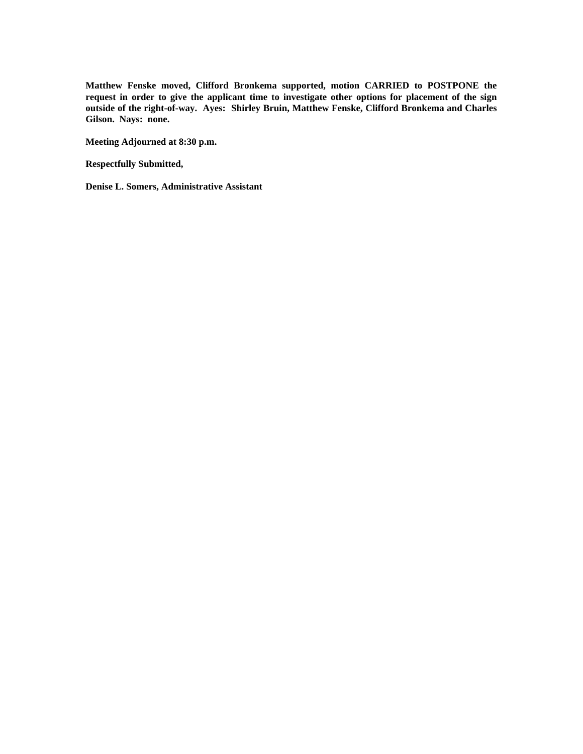**Matthew Fenske moved, Clifford Bronkema supported, motion CARRIED to POSTPONE the request in order to give the applicant time to investigate other options for placement of the sign outside of the right-of-way. Ayes: Shirley Bruin, Matthew Fenske, Clifford Bronkema and Charles Gilson. Nays: none.**

**Meeting Adjourned at 8:30 p.m.**

**Respectfully Submitted,**

**Denise L. Somers, Administrative Assistant**